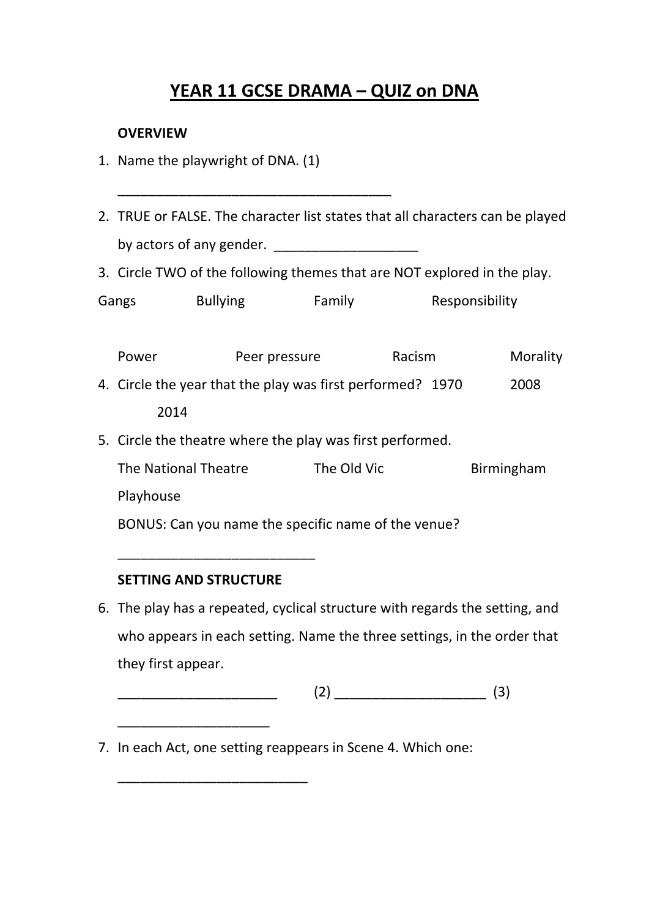# YEAR 11 GCSE DRAMA – QUIZ on DNA

**OVERVIEW**

1. Name the playwright of DNA. (1)

   ____________________________________

2. TRUE or FALSE. The character list states that all characters can be played by actors of any gender. ___________________

3. Circle TWO of the following themes that are NOT explored in the play.

Gangs Bullying Family Responsibility

Power Peer pressure Racism Morality

4. Circle the year that the play was first performed? 1970 2008 2014

5. Circle the theatre where the play was first performed.

   The National Theatre The Old Vic Birmingham Playhouse

   BONUS: Can you name the specific name of the venue?

   __________________________

**SETTING AND STRUCTURE**

6. The play has a repeated, cyclical structure with regards the setting, and who appears in each setting. Name the three settings, in the order that they first appear.

   _____________________ (2) ____________________ (3) ____________________

7. In each Act, one setting reappears in Scene 4. Which one:

   _________________________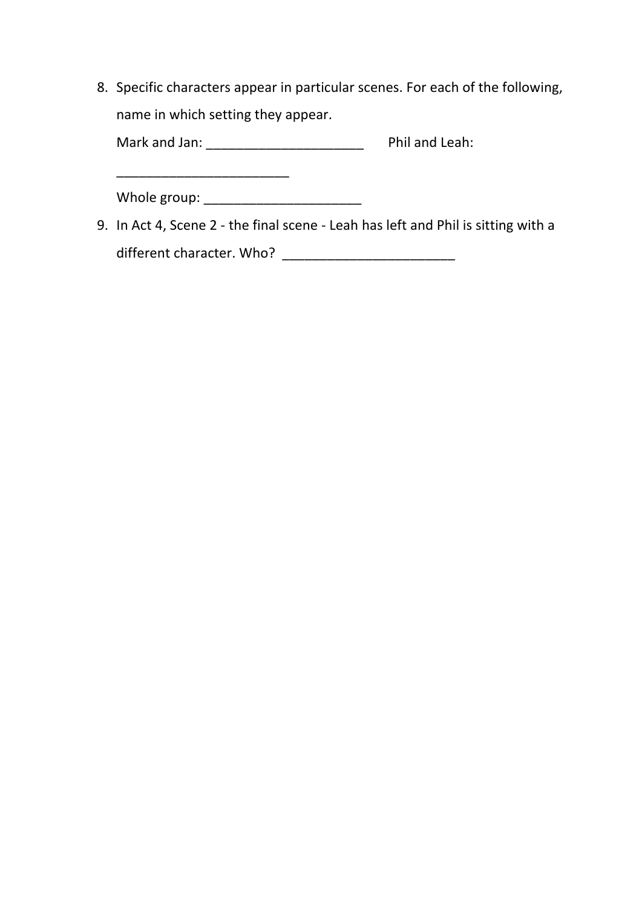8. Specific characters appear in particular scenes. For each of the following, name in which setting they appear.

   Mark and Jan: _____________________ Phil and Leah: _______________________

   Whole group: _____________________

9. In Act 4, Scene 2 - the final scene - Leah has left and Phil is sitting with a different character. Who? _______________________